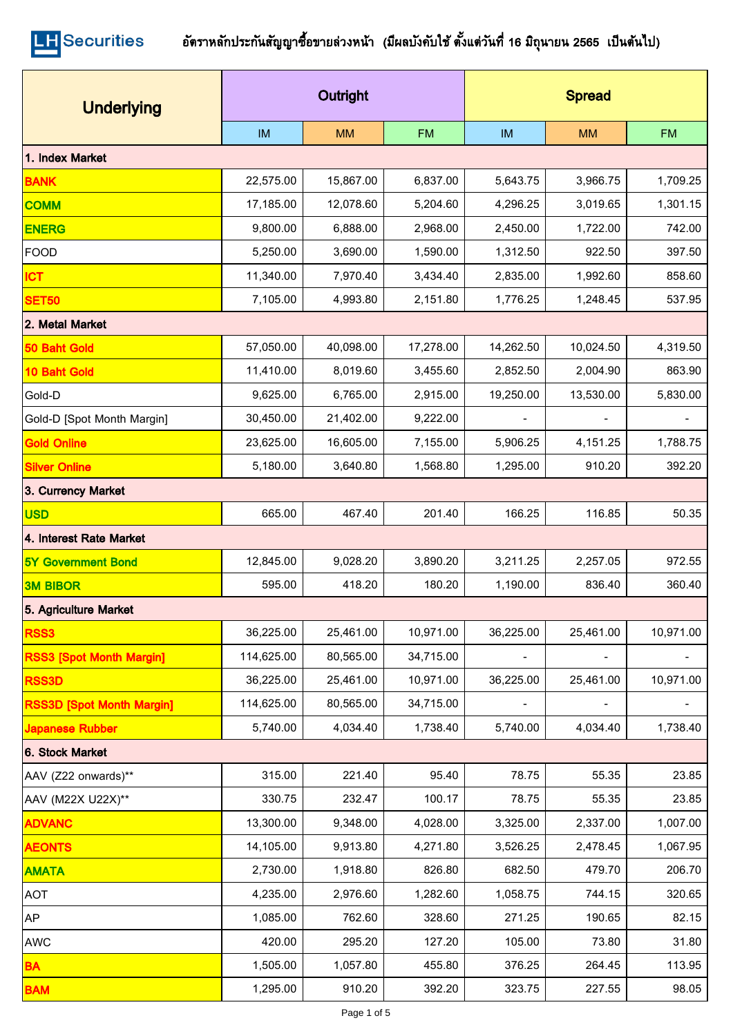LH Securities

# อัตราหลักประกันสัญญาซื้อขายล่วงหน้า (มีผลบังคับใช้ ตั้งแต่วันที่ 16 มิถุนายน 2565 เป็นต้นไป)

| Underlying | Outright | | | Spread | | |
|---|---|---|---|---|---|---|
| | IM | MM | FM | IM | MM | FM |
| **1. Index Market** | | | | | | |
| BANK | 22,575.00 | 15,867.00 | 6,837.00 | 5,643.75 | 3,966.75 | 1,709.25 |
| COMM | 17,185.00 | 12,078.60 | 5,204.60 | 4,296.25 | 3,019.65 | 1,301.15 |
| ENERG | 9,800.00 | 6,888.00 | 2,968.00 | 2,450.00 | 1,722.00 | 742.00 |
| FOOD | 5,250.00 | 3,690.00 | 1,590.00 | 1,312.50 | 922.50 | 397.50 |
| ICT | 11,340.00 | 7,970.40 | 3,434.40 | 2,835.00 | 1,992.60 | 858.60 |
| SET50 | 7,105.00 | 4,993.80 | 2,151.80 | 1,776.25 | 1,248.45 | 537.95 |
| **2. Metal Market** | | | | | | |
| 50 Baht Gold | 57,050.00 | 40,098.00 | 17,278.00 | 14,262.50 | 10,024.50 | 4,319.50 |
| 10 Baht Gold | 11,410.00 | 8,019.60 | 3,455.60 | 2,852.50 | 2,004.90 | 863.90 |
| Gold-D | 9,625.00 | 6,765.00 | 2,915.00 | 19,250.00 | 13,530.00 | 5,830.00 |
| Gold-D [Spot Month Margin] | 30,450.00 | 21,402.00 | 9,222.00 | - | - | - |
| Gold Online | 23,625.00 | 16,605.00 | 7,155.00 | 5,906.25 | 4,151.25 | 1,788.75 |
| Silver Online | 5,180.00 | 3,640.80 | 1,568.80 | 1,295.00 | 910.20 | 392.20 |
| **3. Currency Market** | | | | | | |
| USD | 665.00 | 467.40 | 201.40 | 166.25 | 116.85 | 50.35 |
| **4. Interest Rate Market** | | | | | | |
| 5Y Government Bond | 12,845.00 | 9,028.20 | 3,890.20 | 3,211.25 | 2,257.05 | 972.55 |
| 3M BIBOR | 595.00 | 418.20 | 180.20 | 1,190.00 | 836.40 | 360.40 |
| **5. Agriculture Market** | | | | | | |
| RSS3 | 36,225.00 | 25,461.00 | 10,971.00 | 36,225.00 | 25,461.00 | 10,971.00 |
| RSS3 [Spot Month Margin] | 114,625.00 | 80,565.00 | 34,715.00 | - | - | - |
| RSS3D | 36,225.00 | 25,461.00 | 10,971.00 | 36,225.00 | 25,461.00 | 10,971.00 |
| RSS3D [Spot Month Margin] | 114,625.00 | 80,565.00 | 34,715.00 | - | - | - |
| Japanese Rubber | 5,740.00 | 4,034.40 | 1,738.40 | 5,740.00 | 4,034.40 | 1,738.40 |
| **6. Stock Market** | | | | | | |
| AAV (Z22 onwards)** | 315.00 | 221.40 | 95.40 | 78.75 | 55.35 | 23.85 |
| AAV (M22X U22X)** | 330.75 | 232.47 | 100.17 | 78.75 | 55.35 | 23.85 |
| ADVANC | 13,300.00 | 9,348.00 | 4,028.00 | 3,325.00 | 2,337.00 | 1,007.00 |
| AEONTS | 14,105.00 | 9,913.80 | 4,271.80 | 3,526.25 | 2,478.45 | 1,067.95 |
| AMATA | 2,730.00 | 1,918.80 | 826.80 | 682.50 | 479.70 | 206.70 |
| AOT | 4,235.00 | 2,976.60 | 1,282.60 | 1,058.75 | 744.15 | 320.65 |
| AP | 1,085.00 | 762.60 | 328.60 | 271.25 | 190.65 | 82.15 |
| AWC | 420.00 | 295.20 | 127.20 | 105.00 | 73.80 | 31.80 |
| BA | 1,505.00 | 1,057.80 | 455.80 | 376.25 | 264.45 | 113.95 |
| BAM | 1,295.00 | 910.20 | 392.20 | 323.75 | 227.55 | 98.05 |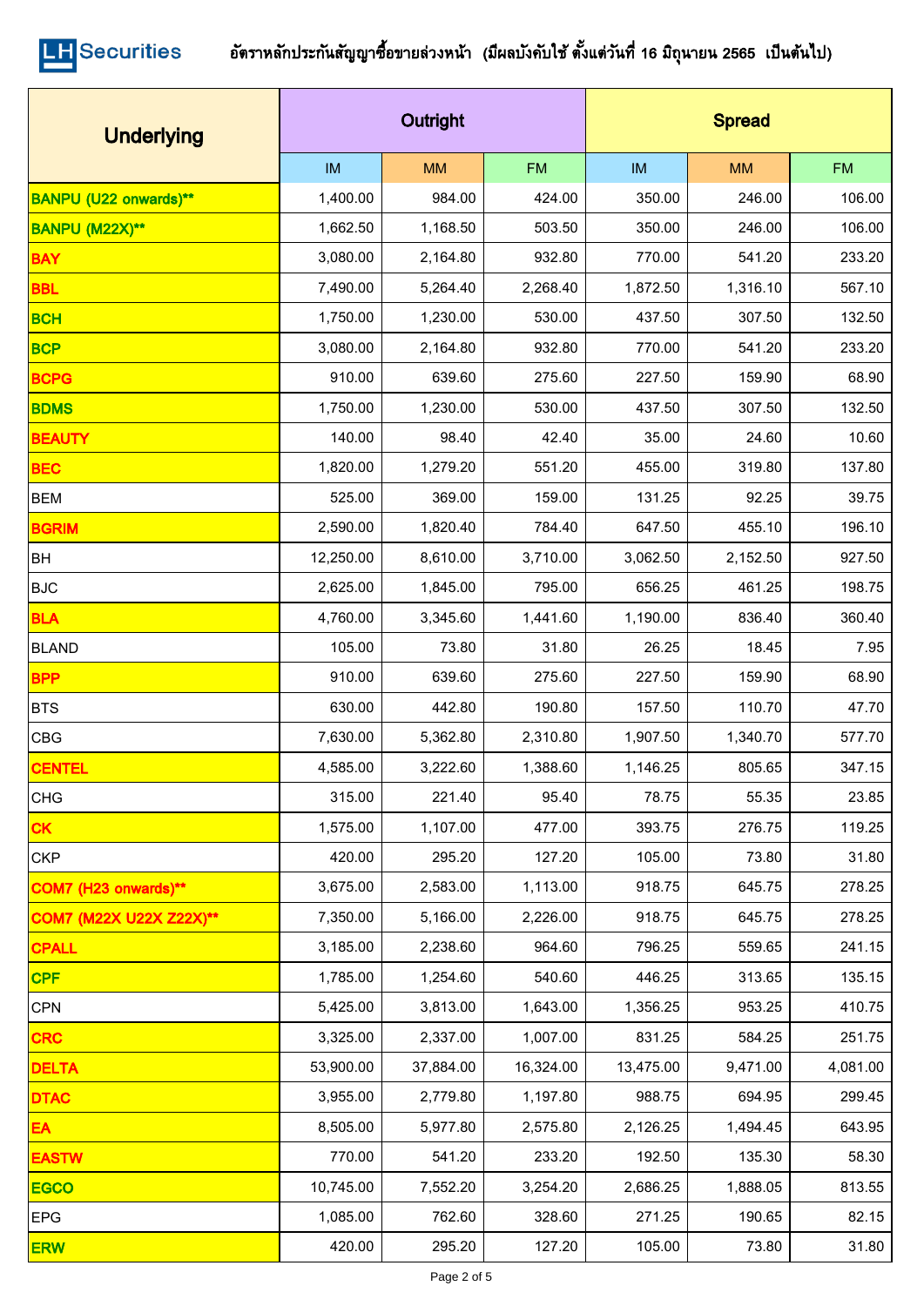# อัตราหลักประกันสัญญาซื้อขายล่วงหน้า (มีผลบังคับใช้ ตั้งแต่วันที่ 16 มิถุนายน 2565 เป็นต้นไป)

| Underlying | Outright | | | Spread | | |
|---|---|---|---|---|---|---|
| | IM | MM | FM | IM | MM | FM |
| BANPU (U22 onwards)** | 1,400.00 | 984.00 | 424.00 | 350.00 | 246.00 | 106.00 |
| BANPU (M22X)** | 1,662.50 | 1,168.50 | 503.50 | 350.00 | 246.00 | 106.00 |
| BAY | 3,080.00 | 2,164.80 | 932.80 | 770.00 | 541.20 | 233.20 |
| BBL | 7,490.00 | 5,264.40 | 2,268.40 | 1,872.50 | 1,316.10 | 567.10 |
| BCH | 1,750.00 | 1,230.00 | 530.00 | 437.50 | 307.50 | 132.50 |
| BCP | 3,080.00 | 2,164.80 | 932.80 | 770.00 | 541.20 | 233.20 |
| BCPG | 910.00 | 639.60 | 275.60 | 227.50 | 159.90 | 68.90 |
| BDMS | 1,750.00 | 1,230.00 | 530.00 | 437.50 | 307.50 | 132.50 |
| BEAUTY | 140.00 | 98.40 | 42.40 | 35.00 | 24.60 | 10.60 |
| BEC | 1,820.00 | 1,279.20 | 551.20 | 455.00 | 319.80 | 137.80 |
| BEM | 525.00 | 369.00 | 159.00 | 131.25 | 92.25 | 39.75 |
| BGRIM | 2,590.00 | 1,820.40 | 784.40 | 647.50 | 455.10 | 196.10 |
| BH | 12,250.00 | 8,610.00 | 3,710.00 | 3,062.50 | 2,152.50 | 927.50 |
| BJC | 2,625.00 | 1,845.00 | 795.00 | 656.25 | 461.25 | 198.75 |
| BLA | 4,760.00 | 3,345.60 | 1,441.60 | 1,190.00 | 836.40 | 360.40 |
| BLAND | 105.00 | 73.80 | 31.80 | 26.25 | 18.45 | 7.95 |
| BPP | 910.00 | 639.60 | 275.60 | 227.50 | 159.90 | 68.90 |
| BTS | 630.00 | 442.80 | 190.80 | 157.50 | 110.70 | 47.70 |
| CBG | 7,630.00 | 5,362.80 | 2,310.80 | 1,907.50 | 1,340.70 | 577.70 |
| CENTEL | 4,585.00 | 3,222.60 | 1,388.60 | 1,146.25 | 805.65 | 347.15 |
| CHG | 315.00 | 221.40 | 95.40 | 78.75 | 55.35 | 23.85 |
| CK | 1,575.00 | 1,107.00 | 477.00 | 393.75 | 276.75 | 119.25 |
| CKP | 420.00 | 295.20 | 127.20 | 105.00 | 73.80 | 31.80 |
| COM7 (H23 onwards)** | 3,675.00 | 2,583.00 | 1,113.00 | 918.75 | 645.75 | 278.25 |
| COM7 (M22X U22X Z22X)** | 7,350.00 | 5,166.00 | 2,226.00 | 918.75 | 645.75 | 278.25 |
| CPALL | 3,185.00 | 2,238.60 | 964.60 | 796.25 | 559.65 | 241.15 |
| CPF | 1,785.00 | 1,254.60 | 540.60 | 446.25 | 313.65 | 135.15 |
| CPN | 5,425.00 | 3,813.00 | 1,643.00 | 1,356.25 | 953.25 | 410.75 |
| CRC | 3,325.00 | 2,337.00 | 1,007.00 | 831.25 | 584.25 | 251.75 |
| DELTA | 53,900.00 | 37,884.00 | 16,324.00 | 13,475.00 | 9,471.00 | 4,081.00 |
| DTAC | 3,955.00 | 2,779.80 | 1,197.80 | 988.75 | 694.95 | 299.45 |
| EA | 8,505.00 | 5,977.80 | 2,575.80 | 2,126.25 | 1,494.45 | 643.95 |
| EASTW | 770.00 | 541.20 | 233.20 | 192.50 | 135.30 | 58.30 |
| EGCO | 10,745.00 | 7,552.20 | 3,254.20 | 2,686.25 | 1,888.05 | 813.55 |
| EPG | 1,085.00 | 762.60 | 328.60 | 271.25 | 190.65 | 82.15 |
| ERW | 420.00 | 295.20 | 127.20 | 105.00 | 73.80 | 31.80 |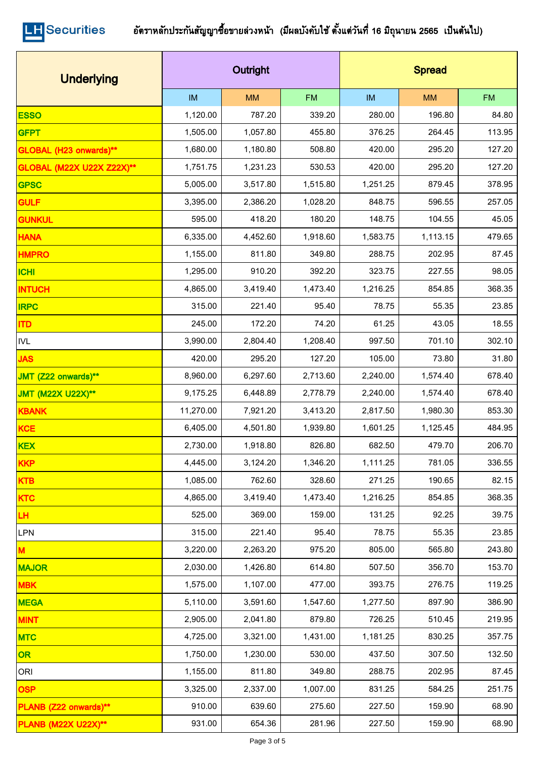LH Securities

## อัตราหลักประกันสัญญาซื้อขายล่วงหน้า (มีผลบังคับใช้ ตั้งแต่วันที่ 16 มิถุนายน 2565 เป็นต้นไป)

| Underlying | Outright | | | Spread | | |
|---|---|---|---|---|---|---|
| | IM | MM | FM | IM | MM | FM |
| ESSO | 1,120.00 | 787.20 | 339.20 | 280.00 | 196.80 | 84.80 |
| GFPT | 1,505.00 | 1,057.80 | 455.80 | 376.25 | 264.45 | 113.95 |
| GLOBAL (H23 onwards)** | 1,680.00 | 1,180.80 | 508.80 | 420.00 | 295.20 | 127.20 |
| GLOBAL (M22X U22X Z22X)** | 1,751.75 | 1,231.23 | 530.53 | 420.00 | 295.20 | 127.20 |
| GPSC | 5,005.00 | 3,517.80 | 1,515.80 | 1,251.25 | 879.45 | 378.95 |
| GULF | 3,395.00 | 2,386.20 | 1,028.20 | 848.75 | 596.55 | 257.05 |
| GUNKUL | 595.00 | 418.20 | 180.20 | 148.75 | 104.55 | 45.05 |
| HANA | 6,335.00 | 4,452.60 | 1,918.60 | 1,583.75 | 1,113.15 | 479.65 |
| HMPRO | 1,155.00 | 811.80 | 349.80 | 288.75 | 202.95 | 87.45 |
| ICHI | 1,295.00 | 910.20 | 392.20 | 323.75 | 227.55 | 98.05 |
| INTUCH | 4,865.00 | 3,419.40 | 1,473.40 | 1,216.25 | 854.85 | 368.35 |
| IRPC | 315.00 | 221.40 | 95.40 | 78.75 | 55.35 | 23.85 |
| ITD | 245.00 | 172.20 | 74.20 | 61.25 | 43.05 | 18.55 |
| IVL | 3,990.00 | 2,804.40 | 1,208.40 | 997.50 | 701.10 | 302.10 |
| JAS | 420.00 | 295.20 | 127.20 | 105.00 | 73.80 | 31.80 |
| JMT (Z22 onwards)** | 8,960.00 | 6,297.60 | 2,713.60 | 2,240.00 | 1,574.40 | 678.40 |
| JMT (M22X U22X)** | 9,175.25 | 6,448.89 | 2,778.79 | 2,240.00 | 1,574.40 | 678.40 |
| KBANK | 11,270.00 | 7,921.20 | 3,413.20 | 2,817.50 | 1,980.30 | 853.30 |
| KCE | 6,405.00 | 4,501.80 | 1,939.80 | 1,601.25 | 1,125.45 | 484.95 |
| KEX | 2,730.00 | 1,918.80 | 826.80 | 682.50 | 479.70 | 206.70 |
| KKP | 4,445.00 | 3,124.20 | 1,346.20 | 1,111.25 | 781.05 | 336.55 |
| KTB | 1,085.00 | 762.60 | 328.60 | 271.25 | 190.65 | 82.15 |
| KTC | 4,865.00 | 3,419.40 | 1,473.40 | 1,216.25 | 854.85 | 368.35 |
| LH | 525.00 | 369.00 | 159.00 | 131.25 | 92.25 | 39.75 |
| LPN | 315.00 | 221.40 | 95.40 | 78.75 | 55.35 | 23.85 |
| M | 3,220.00 | 2,263.20 | 975.20 | 805.00 | 565.80 | 243.80 |
| MAJOR | 2,030.00 | 1,426.80 | 614.80 | 507.50 | 356.70 | 153.70 |
| MBK | 1,575.00 | 1,107.00 | 477.00 | 393.75 | 276.75 | 119.25 |
| MEGA | 5,110.00 | 3,591.60 | 1,547.60 | 1,277.50 | 897.90 | 386.90 |
| MINT | 2,905.00 | 2,041.80 | 879.80 | 726.25 | 510.45 | 219.95 |
| MTC | 4,725.00 | 3,321.00 | 1,431.00 | 1,181.25 | 830.25 | 357.75 |
| OR | 1,750.00 | 1,230.00 | 530.00 | 437.50 | 307.50 | 132.50 |
| ORI | 1,155.00 | 811.80 | 349.80 | 288.75 | 202.95 | 87.45 |
| OSP | 3,325.00 | 2,337.00 | 1,007.00 | 831.25 | 584.25 | 251.75 |
| PLANB (Z22 onwards)** | 910.00 | 639.60 | 275.60 | 227.50 | 159.90 | 68.90 |
| PLANB (M22X U22X)** | 931.00 | 654.36 | 281.96 | 227.50 | 159.90 | 68.90 |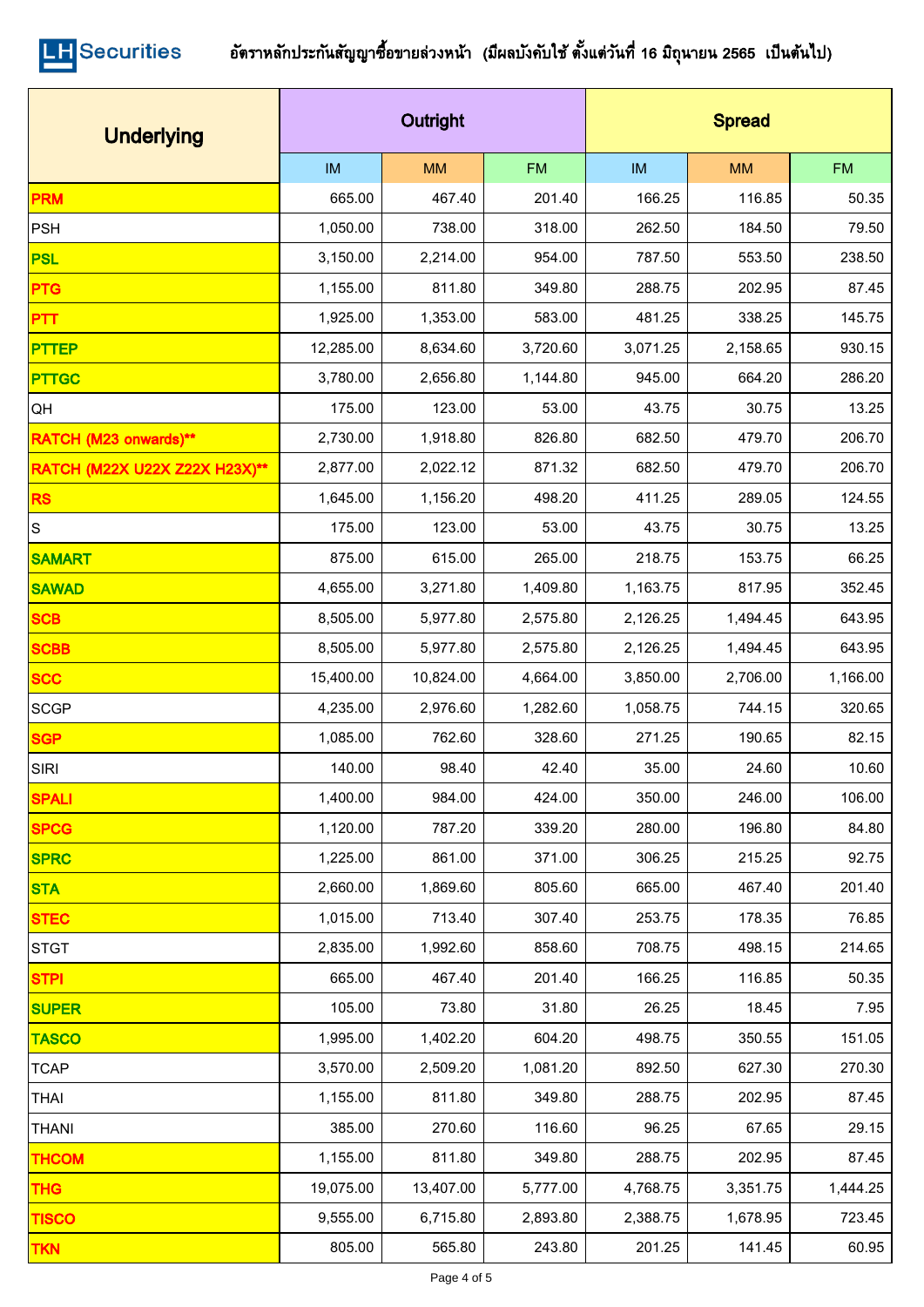LH Securities

# อัตราหลักประกันสัญญาซื้อขายล่วงหน้า (มีผลบังคับใช้ ตั้งแต่วันที่ 16 มิถุนายน 2565 เป็นต้นไป)

| Underlying | Outright | | | Spread | | |
|---|---|---|---|---|---|---|
| | IM | MM | FM | IM | MM | FM |
| PRM | 665.00 | 467.40 | 201.40 | 166.25 | 116.85 | 50.35 |
| PSH | 1,050.00 | 738.00 | 318.00 | 262.50 | 184.50 | 79.50 |
| PSL | 3,150.00 | 2,214.00 | 954.00 | 787.50 | 553.50 | 238.50 |
| PTG | 1,155.00 | 811.80 | 349.80 | 288.75 | 202.95 | 87.45 |
| PTT | 1,925.00 | 1,353.00 | 583.00 | 481.25 | 338.25 | 145.75 |
| PTTEP | 12,285.00 | 8,634.60 | 3,720.60 | 3,071.25 | 2,158.65 | 930.15 |
| PTTGC | 3,780.00 | 2,656.80 | 1,144.80 | 945.00 | 664.20 | 286.20 |
| QH | 175.00 | 123.00 | 53.00 | 43.75 | 30.75 | 13.25 |
| RATCH (M23 onwards)** | 2,730.00 | 1,918.80 | 826.80 | 682.50 | 479.70 | 206.70 |
| RATCH (M22X U22X Z22X H23X)** | 2,877.00 | 2,022.12 | 871.32 | 682.50 | 479.70 | 206.70 |
| RS | 1,645.00 | 1,156.20 | 498.20 | 411.25 | 289.05 | 124.55 |
| S | 175.00 | 123.00 | 53.00 | 43.75 | 30.75 | 13.25 |
| SAMART | 875.00 | 615.00 | 265.00 | 218.75 | 153.75 | 66.25 |
| SAWAD | 4,655.00 | 3,271.80 | 1,409.80 | 1,163.75 | 817.95 | 352.45 |
| SCB | 8,505.00 | 5,977.80 | 2,575.80 | 2,126.25 | 1,494.45 | 643.95 |
| SCBB | 8,505.00 | 5,977.80 | 2,575.80 | 2,126.25 | 1,494.45 | 643.95 |
| SCC | 15,400.00 | 10,824.00 | 4,664.00 | 3,850.00 | 2,706.00 | 1,166.00 |
| SCGP | 4,235.00 | 2,976.60 | 1,282.60 | 1,058.75 | 744.15 | 320.65 |
| SGP | 1,085.00 | 762.60 | 328.60 | 271.25 | 190.65 | 82.15 |
| SIRI | 140.00 | 98.40 | 42.40 | 35.00 | 24.60 | 10.60 |
| SPALI | 1,400.00 | 984.00 | 424.00 | 350.00 | 246.00 | 106.00 |
| SPCG | 1,120.00 | 787.20 | 339.20 | 280.00 | 196.80 | 84.80 |
| SPRC | 1,225.00 | 861.00 | 371.00 | 306.25 | 215.25 | 92.75 |
| STA | 2,660.00 | 1,869.60 | 805.60 | 665.00 | 467.40 | 201.40 |
| STEC | 1,015.00 | 713.40 | 307.40 | 253.75 | 178.35 | 76.85 |
| STGT | 2,835.00 | 1,992.60 | 858.60 | 708.75 | 498.15 | 214.65 |
| STPI | 665.00 | 467.40 | 201.40 | 166.25 | 116.85 | 50.35 |
| SUPER | 105.00 | 73.80 | 31.80 | 26.25 | 18.45 | 7.95 |
| TASCO | 1,995.00 | 1,402.20 | 604.20 | 498.75 | 350.55 | 151.05 |
| TCAP | 3,570.00 | 2,509.20 | 1,081.20 | 892.50 | 627.30 | 270.30 |
| THAI | 1,155.00 | 811.80 | 349.80 | 288.75 | 202.95 | 87.45 |
| THANI | 385.00 | 270.60 | 116.60 | 96.25 | 67.65 | 29.15 |
| THCOM | 1,155.00 | 811.80 | 349.80 | 288.75 | 202.95 | 87.45 |
| THG | 19,075.00 | 13,407.00 | 5,777.00 | 4,768.75 | 3,351.75 | 1,444.25 |
| TISCO | 9,555.00 | 6,715.80 | 2,893.80 | 2,388.75 | 1,678.95 | 723.45 |
| TKN | 805.00 | 565.80 | 243.80 | 201.25 | 141.45 | 60.95 |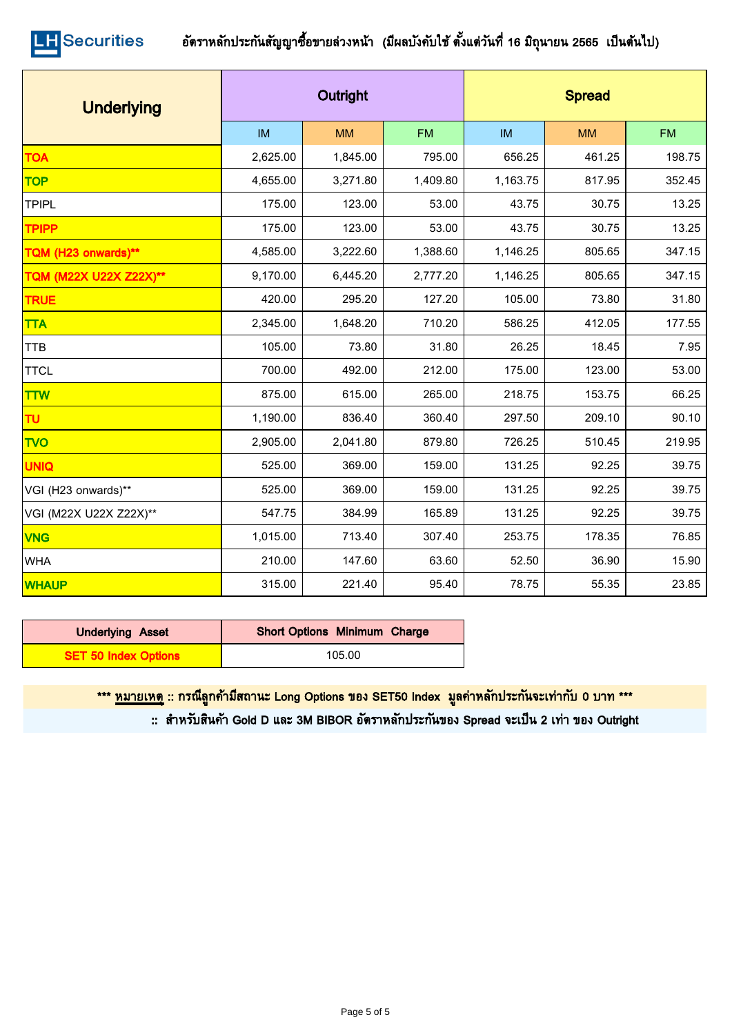LH Securities

## อัตราหลักประกันสัญญาซื้อขายล่วงหน้า (มีผลบังคับใช้ ตั้งแต่วันที่ 16 มิถุนายน 2565 เป็นต้นไป)

| Underlying | Outright | | | Spread | | |
|---|---|---|---|---|---|---|
| | IM | MM | FM | IM | MM | FM |
| TOA | 2,625.00 | 1,845.00 | 795.00 | 656.25 | 461.25 | 198.75 |
| TOP | 4,655.00 | 3,271.80 | 1,409.80 | 1,163.75 | 817.95 | 352.45 |
| TPIPL | 175.00 | 123.00 | 53.00 | 43.75 | 30.75 | 13.25 |
| TPIPP | 175.00 | 123.00 | 53.00 | 43.75 | 30.75 | 13.25 |
| TQM (H23 onwards)** | 4,585.00 | 3,222.60 | 1,388.60 | 1,146.25 | 805.65 | 347.15 |
| TQM (M22X U22X Z22X)** | 9,170.00 | 6,445.20 | 2,777.20 | 1,146.25 | 805.65 | 347.15 |
| TRUE | 420.00 | 295.20 | 127.20 | 105.00 | 73.80 | 31.80 |
| TTA | 2,345.00 | 1,648.20 | 710.20 | 586.25 | 412.05 | 177.55 |
| TTB | 105.00 | 73.80 | 31.80 | 26.25 | 18.45 | 7.95 |
| TTCL | 700.00 | 492.00 | 212.00 | 175.00 | 123.00 | 53.00 |
| TTW | 875.00 | 615.00 | 265.00 | 218.75 | 153.75 | 66.25 |
| TU | 1,190.00 | 836.40 | 360.40 | 297.50 | 209.10 | 90.10 |
| TVO | 2,905.00 | 2,041.80 | 879.80 | 726.25 | 510.45 | 219.95 |
| UNIQ | 525.00 | 369.00 | 159.00 | 131.25 | 92.25 | 39.75 |
| VGI (H23 onwards)** | 525.00 | 369.00 | 159.00 | 131.25 | 92.25 | 39.75 |
| VGI (M22X U22X Z22X)** | 547.75 | 384.99 | 165.89 | 131.25 | 92.25 | 39.75 |
| VNG | 1,015.00 | 713.40 | 307.40 | 253.75 | 178.35 | 76.85 |
| WHA | 210.00 | 147.60 | 63.60 | 52.50 | 36.90 | 15.90 |
| WHAUP | 315.00 | 221.40 | 95.40 | 78.75 | 55.35 | 23.85 |

| Underlying Asset | Short Options Minimum Charge |
|---|---|
| SET 50 Index Options | 105.00 |

*** หมายเหตุ :: กรณีลูกค้ามีสถานะ Long Options ของ SET50 Index มูลค่าหลักประกันจะเท่ากับ 0 บาท ***

:: สำหรับสินค้า Gold D และ 3M BIBOR อัตราหลักประกันของ Spread จะเป็น 2 เท่า ของ Outright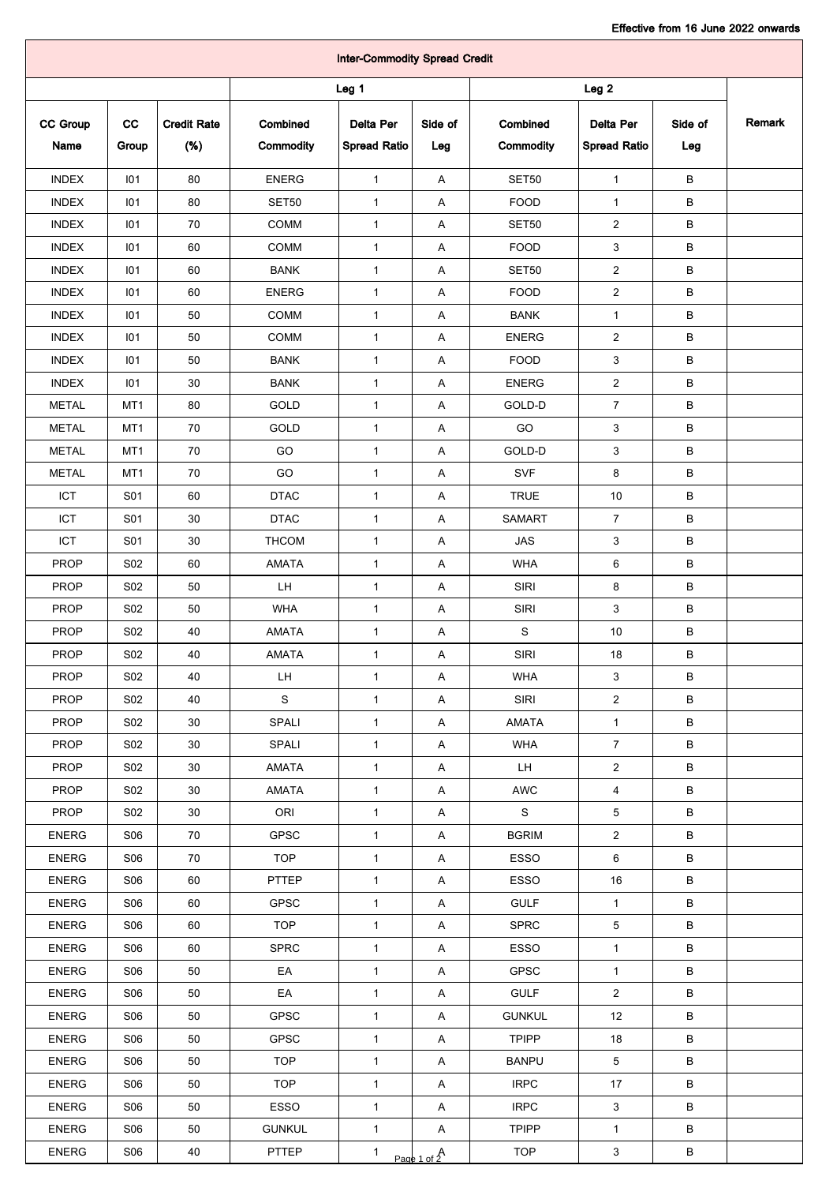Effective from 16 June 2022 onwards

| Inter-Commodity Spread Credit | | | | | | | | | |
|---|---|---|---|---|---|---|---|---|---|
| | | | Leg 1 | | | Leg 2 | | | Remark |
| CC Group Name | CC Group | Credit Rate (%) | Combined Commodity | Delta Per Spread Ratio | Side of Leg | Combined Commodity | Delta Per Spread Ratio | Side of Leg | |
| INDEX | I01 | 80 | ENERG | 1 | A | SET50 | 1 | B | |
| INDEX | I01 | 80 | SET50 | 1 | A | FOOD | 1 | B | |
| INDEX | I01 | 70 | COMM | 1 | A | SET50 | 2 | B | |
| INDEX | I01 | 60 | COMM | 1 | A | FOOD | 3 | B | |
| INDEX | I01 | 60 | BANK | 1 | A | SET50 | 2 | B | |
| INDEX | I01 | 60 | ENERG | 1 | A | FOOD | 2 | B | |
| INDEX | I01 | 50 | COMM | 1 | A | BANK | 1 | B | |
| INDEX | I01 | 50 | COMM | 1 | A | ENERG | 2 | B | |
| INDEX | I01 | 50 | BANK | 1 | A | FOOD | 3 | B | |
| INDEX | I01 | 30 | BANK | 1 | A | ENERG | 2 | B | |
| METAL | MT1 | 80 | GOLD | 1 | A | GOLD-D | 7 | B | |
| METAL | MT1 | 70 | GOLD | 1 | A | GO | 3 | B | |
| METAL | MT1 | 70 | GO | 1 | A | GOLD-D | 3 | B | |
| METAL | MT1 | 70 | GO | 1 | A | SVF | 8 | B | |
| ICT | S01 | 60 | DTAC | 1 | A | TRUE | 10 | B | |
| ICT | S01 | 30 | DTAC | 1 | A | SAMART | 7 | B | |
| ICT | S01 | 30 | THCOM | 1 | A | JAS | 3 | B | |
| PROP | S02 | 60 | AMATA | 1 | A | WHA | 6 | B | |
| PROP | S02 | 50 | LH | 1 | A | SIRI | 8 | B | |
| PROP | S02 | 50 | WHA | 1 | A | SIRI | 3 | B | |
| PROP | S02 | 40 | AMATA | 1 | A | S | 10 | B | |
| PROP | S02 | 40 | AMATA | 1 | A | SIRI | 18 | B | |
| PROP | S02 | 40 | LH | 1 | A | WHA | 3 | B | |
| PROP | S02 | 40 | S | 1 | A | SIRI | 2 | B | |
| PROP | S02 | 30 | SPALI | 1 | A | AMATA | 1 | B | |
| PROP | S02 | 30 | SPALI | 1 | A | WHA | 7 | B | |
| PROP | S02 | 30 | AMATA | 1 | A | LH | 2 | B | |
| PROP | S02 | 30 | AMATA | 1 | A | AWC | 4 | B | |
| PROP | S02 | 30 | ORI | 1 | A | S | 5 | B | |
| ENERG | S06 | 70 | GPSC | 1 | A | BGRIM | 2 | B | |
| ENERG | S06 | 70 | TOP | 1 | A | ESSO | 6 | B | |
| ENERG | S06 | 60 | PTTEP | 1 | A | ESSO | 16 | B | |
| ENERG | S06 | 60 | GPSC | 1 | A | GULF | 1 | B | |
| ENERG | S06 | 60 | TOP | 1 | A | SPRC | 5 | B | |
| ENERG | S06 | 60 | SPRC | 1 | A | ESSO | 1 | B | |
| ENERG | S06 | 50 | EA | 1 | A | GPSC | 1 | B | |
| ENERG | S06 | 50 | EA | 1 | A | GULF | 2 | B | |
| ENERG | S06 | 50 | GPSC | 1 | A | GUNKUL | 12 | B | |
| ENERG | S06 | 50 | GPSC | 1 | A | TPIPP | 18 | B | |
| ENERG | S06 | 50 | TOP | 1 | A | BANPU | 5 | B | |
| ENERG | S06 | 50 | TOP | 1 | A | IRPC | 17 | B | |
| ENERG | S06 | 50 | ESSO | 1 | A | IRPC | 3 | B | |
| ENERG | S06 | 50 | GUNKUL | 1 | A | TPIPP | 1 | B | |
| ENERG | S06 | 40 | PTTEP | 1 | A | TOP | 3 | B | |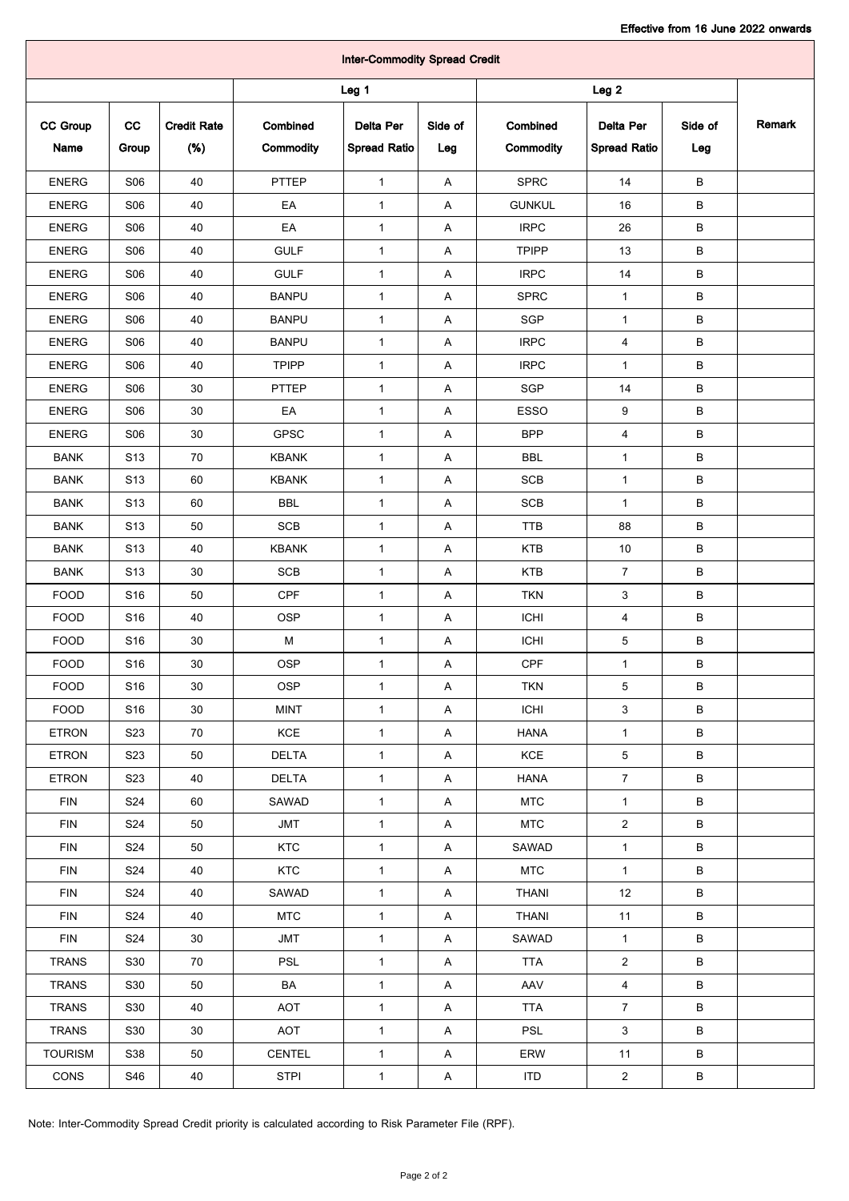Effective from 16 June 2022 onwards

| Inter-Commodity Spread Credit | | | | | | | | | |
|---|---|---|---|---|---|---|---|---|---|
| | | | Leg 1 | | | Leg 2 | | | |
| CC Group Name | CC Group | Credit Rate (%) | Combined Commodity | Delta Per Spread Ratio | Side of Leg | Combined Commodity | Delta Per Spread Ratio | Side of Leg | Remark |
| ENERG | S06 | 40 | PTTEP | 1 | A | SPRC | 14 | B | |
| ENERG | S06 | 40 | EA | 1 | A | GUNKUL | 16 | B | |
| ENERG | S06 | 40 | EA | 1 | A | IRPC | 26 | B | |
| ENERG | S06 | 40 | GULF | 1 | A | TPIPP | 13 | B | |
| ENERG | S06 | 40 | GULF | 1 | A | IRPC | 14 | B | |
| ENERG | S06 | 40 | BANPU | 1 | A | SPRC | 1 | B | |
| ENERG | S06 | 40 | BANPU | 1 | A | SGP | 1 | B | |
| ENERG | S06 | 40 | BANPU | 1 | A | IRPC | 4 | B | |
| ENERG | S06 | 40 | TPIPP | 1 | A | IRPC | 1 | B | |
| ENERG | S06 | 30 | PTTEP | 1 | A | SGP | 14 | B | |
| ENERG | S06 | 30 | EA | 1 | A | ESSO | 9 | B | |
| ENERG | S06 | 30 | GPSC | 1 | A | BPP | 4 | B | |
| BANK | S13 | 70 | KBANK | 1 | A | BBL | 1 | B | |
| BANK | S13 | 60 | KBANK | 1 | A | SCB | 1 | B | |
| BANK | S13 | 60 | BBL | 1 | A | SCB | 1 | B | |
| BANK | S13 | 50 | SCB | 1 | A | TTB | 88 | B | |
| BANK | S13 | 40 | KBANK | 1 | A | KTB | 10 | B | |
| BANK | S13 | 30 | SCB | 1 | A | KTB | 7 | B | |
| FOOD | S16 | 50 | CPF | 1 | A | TKN | 3 | B | |
| FOOD | S16 | 40 | OSP | 1 | A | ICHI | 4 | B | |
| FOOD | S16 | 30 | M | 1 | A | ICHI | 5 | B | |
| FOOD | S16 | 30 | OSP | 1 | A | CPF | 1 | B | |
| FOOD | S16 | 30 | OSP | 1 | A | TKN | 5 | B | |
| FOOD | S16 | 30 | MINT | 1 | A | ICHI | 3 | B | |
| ETRON | S23 | 70 | KCE | 1 | A | HANA | 1 | B | |
| ETRON | S23 | 50 | DELTA | 1 | A | KCE | 5 | B | |
| ETRON | S23 | 40 | DELTA | 1 | A | HANA | 7 | B | |
| FIN | S24 | 60 | SAWAD | 1 | A | MTC | 1 | B | |
| FIN | S24 | 50 | JMT | 1 | A | MTC | 2 | B | |
| FIN | S24 | 50 | KTC | 1 | A | SAWAD | 1 | B | |
| FIN | S24 | 40 | KTC | 1 | A | MTC | 1 | B | |
| FIN | S24 | 40 | SAWAD | 1 | A | THANI | 12 | B | |
| FIN | S24 | 40 | MTC | 1 | A | THANI | 11 | B | |
| FIN | S24 | 30 | JMT | 1 | A | SAWAD | 1 | B | |
| TRANS | S30 | 70 | PSL | 1 | A | TTA | 2 | B | |
| TRANS | S30 | 50 | BA | 1 | A | AAV | 4 | B | |
| TRANS | S30 | 40 | AOT | 1 | A | TTA | 7 | B | |
| TRANS | S30 | 30 | AOT | 1 | A | PSL | 3 | B | |
| TOURISM | S38 | 50 | CENTEL | 1 | A | ERW | 11 | B | |
| CONS | S46 | 40 | STPI | 1 | A | ITD | 2 | B | |

Note: Inter-Commodity Spread Credit priority is calculated according to Risk Parameter File (RPF).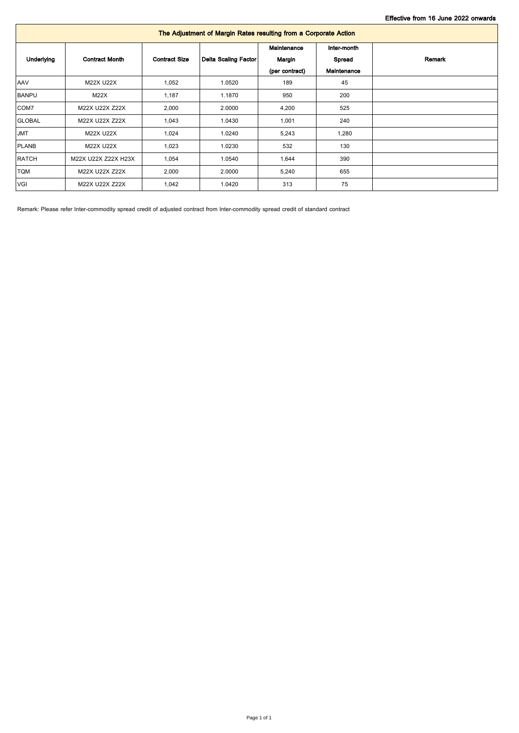**Effective from 16 June 2022 onwards**

| The Adjustment of Margin Rates resulting from a Corporate Action | | | | | | |
|---|---|---|---|---|---|---|
| **Underlying** | **Contract Month** | **Contract Size** | **Delta Scaling Factor** | **Maintenance Margin (per contract)** | **Inter-month Spread Maintenance** | **Remark** |
| AAV | M22X U22X | 1,052 | 1.0520 | 189 | 45 | |
| BANPU | M22X | 1,187 | 1.1870 | 950 | 200 | |
| COM7 | M22X U22X Z22X | 2,000 | 2.0000 | 4,200 | 525 | |
| GLOBAL | M22X U22X Z22X | 1,043 | 1.0430 | 1,001 | 240 | |
| JMT | M22X U22X | 1,024 | 1.0240 | 5,243 | 1,280 | |
| PLANB | M22X U22X | 1,023 | 1.0230 | 532 | 130 | |
| RATCH | M22X U22X Z22X H23X | 1,054 | 1.0540 | 1,644 | 390 | |
| TQM | M22X U22X Z22X | 2,000 | 2.0000 | 5,240 | 655 | |
| VGI | M22X U22X Z22X | 1,042 | 1.0420 | 313 | 75 | |

Remark: Please refer Inter-commodity spread credit of adjusted contract from Inter-commodity spread credit of standard contract